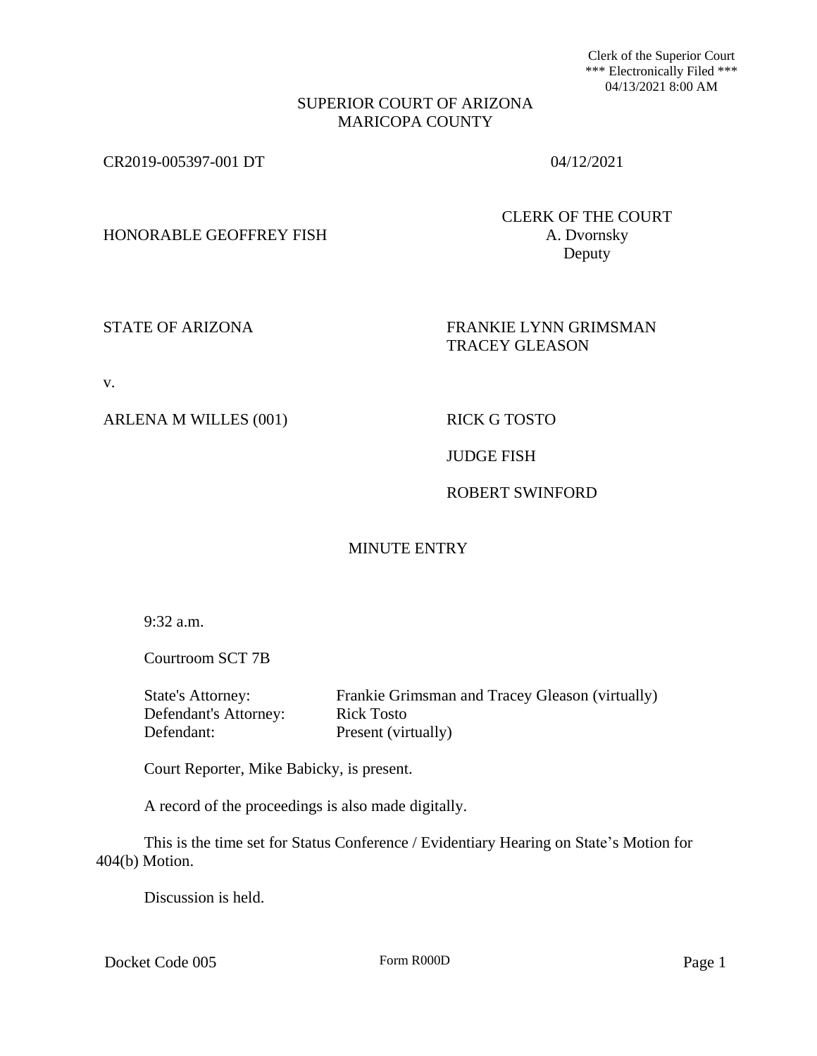Clerk of the Superior Court
*** Electronically Filed ***
04/13/2021 8:00 AM

SUPERIOR COURT OF ARIZONA
MARICOPA COUNTY

CR2019-005397-001 DT 04/12/2021

HONORABLE GEOFFREY FISH

CLERK OF THE COURT
A. Dvornsky
Deputy

STATE OF ARIZONA

FRANKIE LYNN GRIMSMAN
TRACEY GLEASON

v.

ARLENA M WILLES (001)

RICK G TOSTO

JUDGE FISH

ROBERT SWINFORD

# MINUTE ENTRY

9:32 a.m.

Courtroom SCT 7B

| | |
|---|---|
| State's Attorney: | Frankie Grimsman and Tracey Gleason (virtually) |
| Defendant's Attorney: | Rick Tosto |
| Defendant: | Present (virtually) |

Court Reporter, Mike Babicky, is present.

A record of the proceedings is also made digitally.

This is the time set for Status Conference / Evidentiary Hearing on State's Motion for 404(b) Motion.

Discussion is held.

Docket Code 005 Form R000D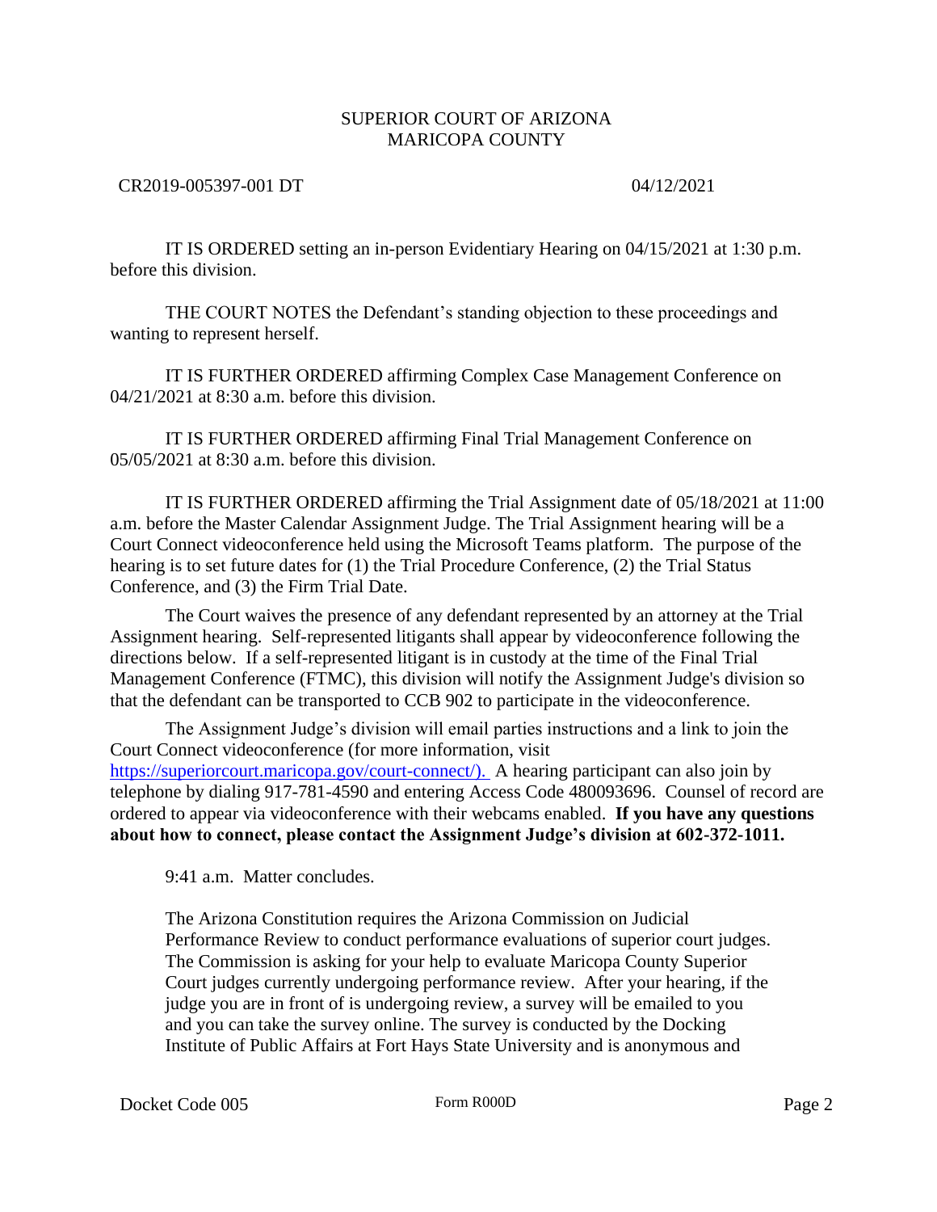IT IS ORDERED setting an in-person Evidentiary Hearing on 04/15/2021 at 1:30 p.m. before this division.

THE COURT NOTES the Defendant's standing objection to these proceedings and wanting to represent herself.

IT IS FURTHER ORDERED affirming Complex Case Management Conference on 04/21/2021 at 8:30 a.m. before this division.

IT IS FURTHER ORDERED affirming Final Trial Management Conference on 05/05/2021 at 8:30 a.m. before this division.

IT IS FURTHER ORDERED affirming the Trial Assignment date of 05/18/2021 at 11:00 a.m. before the Master Calendar Assignment Judge. The Trial Assignment hearing will be a Court Connect videoconference held using the Microsoft Teams platform. The purpose of the hearing is to set future dates for (1) the Trial Procedure Conference, (2) the Trial Status Conference, and (3) the Firm Trial Date.

The Court waives the presence of any defendant represented by an attorney at the Trial Assignment hearing. Self-represented litigants shall appear by videoconference following the directions below. If a self-represented litigant is in custody at the time of the Final Trial Management Conference (FTMC), this division will notify the Assignment Judge's division so that the defendant can be transported to CCB 902 to participate in the videoconference.

The Assignment Judge's division will email parties instructions and a link to join the Court Connect videoconference (for more information, visit https://superiorcourt.maricopa.gov/court-connect/). A hearing participant can also join by telephone by dialing 917-781-4590 and entering Access Code 480093696. Counsel of record are ordered to appear via videoconference with their webcams enabled. **If you have any questions about how to connect, please contact the Assignment Judge's division at 602-372-1011.**

9:41 a.m. Matter concludes.

The Arizona Constitution requires the Arizona Commission on Judicial Performance Review to conduct performance evaluations of superior court judges. The Commission is asking for your help to evaluate Maricopa County Superior Court judges currently undergoing performance review. After your hearing, if the judge you are in front of is undergoing review, a survey will be emailed to you and you can take the survey online. The survey is conducted by the Docking Institute of Public Affairs at Fort Hays State University and is anonymous and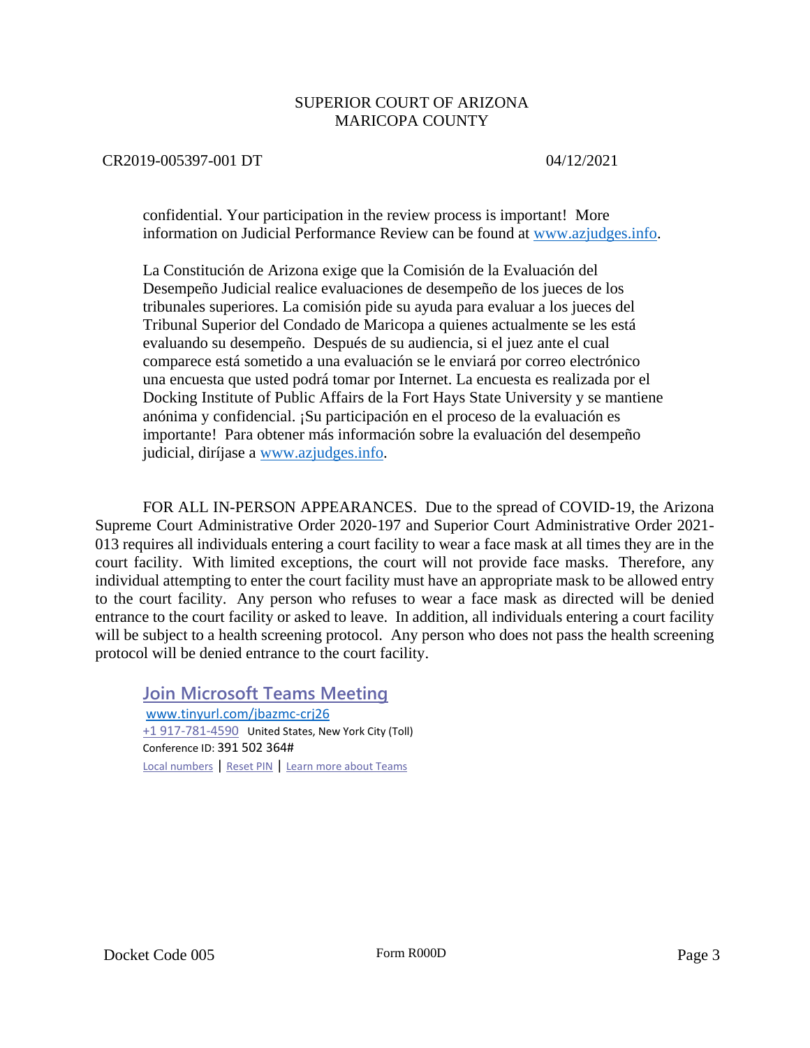confidential. Your participation in the review process is important! More information on Judicial Performance Review can be found at www.azjudges.info.

La Constitución de Arizona exige que la Comisión de la Evaluación del Desempeño Judicial realice evaluaciones de desempeño de los jueces de los tribunales superiores. La comisión pide su ayuda para evaluar a los jueces del Tribunal Superior del Condado de Maricopa a quienes actualmente se les está evaluando su desempeño. Después de su audiencia, si el juez ante el cual comparece está sometido a una evaluación se le enviará por correo electrónico una encuesta que usted podrá tomar por Internet. La encuesta es realizada por el Docking Institute of Public Affairs de la Fort Hays State University y se mantiene anónima y confidencial. ¡Su participación en el proceso de la evaluación es importante! Para obtener más información sobre la evaluación del desempeño judicial, diríjase a www.azjudges.info.

FOR ALL IN-PERSON APPEARANCES. Due to the spread of COVID-19, the Arizona Supreme Court Administrative Order 2020-197 and Superior Court Administrative Order 2021-013 requires all individuals entering a court facility to wear a face mask at all times they are in the court facility. With limited exceptions, the court will not provide face masks. Therefore, any individual attempting to enter the court facility must have an appropriate mask to be allowed entry to the court facility. Any person who refuses to wear a face mask as directed will be denied entrance to the court facility or asked to leave. In addition, all individuals entering a court facility will be subject to a health screening protocol. Any person who does not pass the health screening protocol will be denied entrance to the court facility.

**Join Microsoft Teams Meeting**

www.tinyurl.com/jbazmc-crj26

+1 917-781-4590 United States, New York City (Toll)

Conference ID: 391 502 364#

Local numbers | Reset PIN | Learn more about Teams